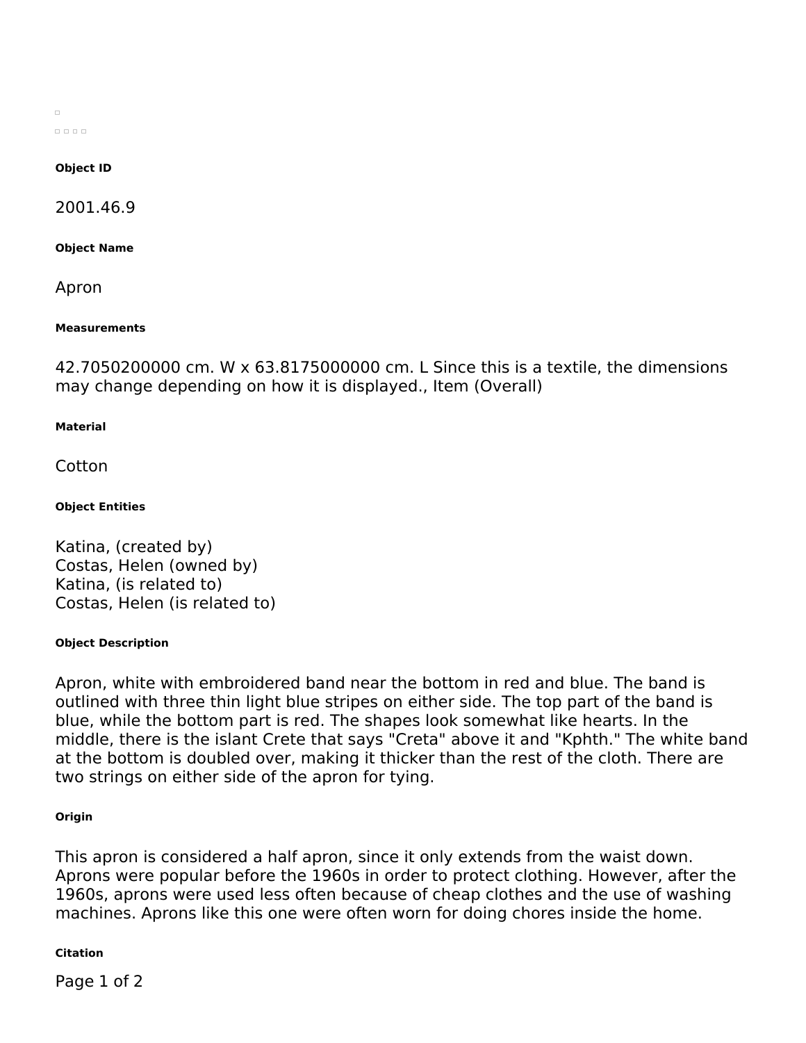#### Object ID

2001.46.9

#### Object Name

Apron

#### Measurements

42.7050200000 cm. W x 63.8175000000 cm. L Since this is a textile, the dimensions may change depending on how it is displayed., Item (Overall)

#### Material

Cotton

#### Object Entities

Katina, (created by)
Costas, Helen (owned by)
Katina, (is related to)
Costas, Helen (is related to)

#### Object Description

Apron, white with embroidered band near the bottom in red and blue. The band is outlined with three thin light blue stripes on either side. The top part of the band is blue, while the bottom part is red. The shapes look somewhat like hearts. In the middle, there is the islant Crete that says "Creta" above it and "Kphth." The white band at the bottom is doubled over, making it thicker than the rest of the cloth. There are two strings on either side of the apron for tying.

#### Origin

This apron is considered a half apron, since it only extends from the waist down. Aprons were popular before the 1960s in order to protect clothing. However, after the 1960s, aprons were used less often because of cheap clothes and the use of washing machines. Aprons like this one were often worn for doing chores inside the home.

#### Citation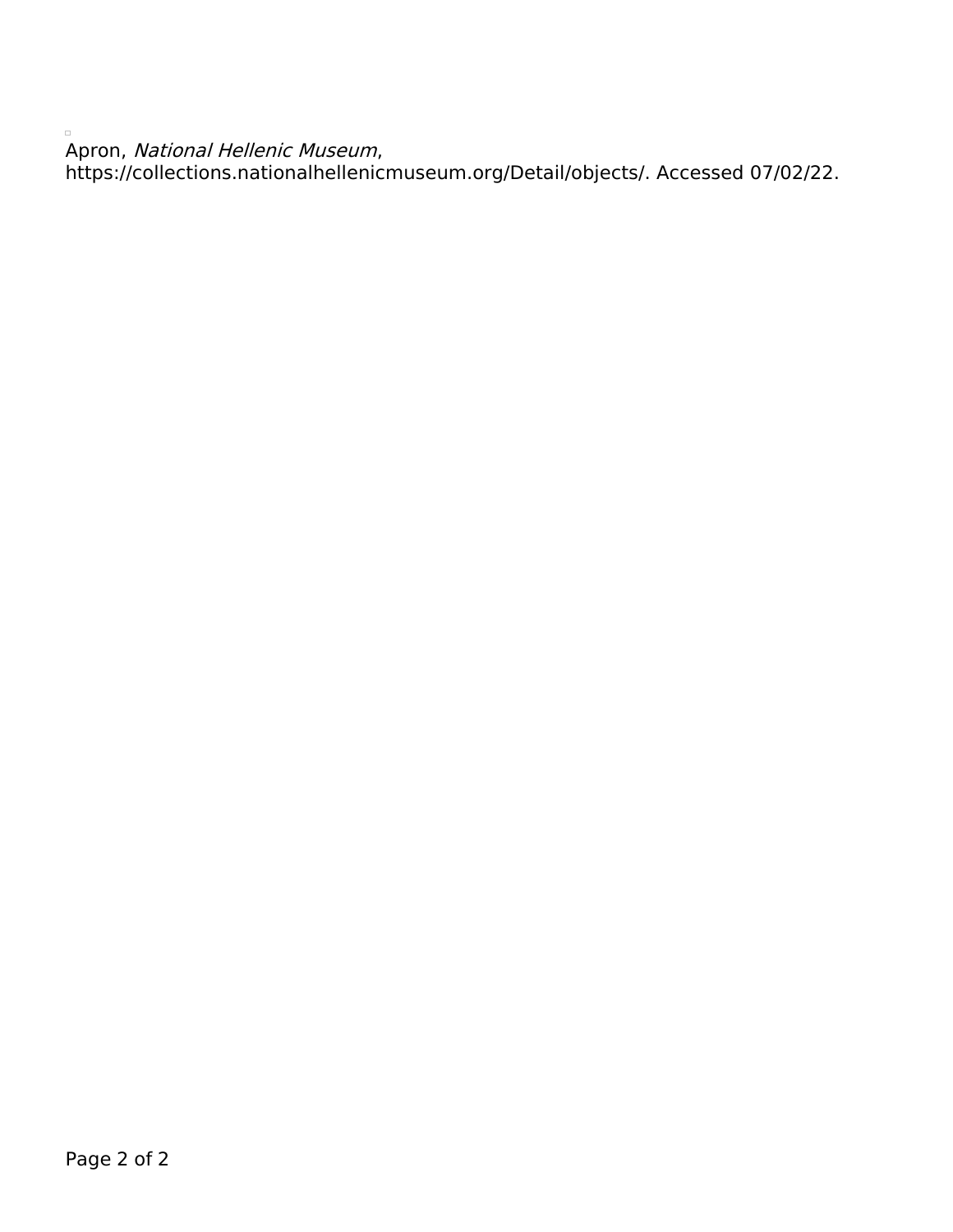Apron, *National Hellenic Museum*, https://collections.nationalhellenicmuseum.org/Detail/objects/. Accessed 07/02/22.